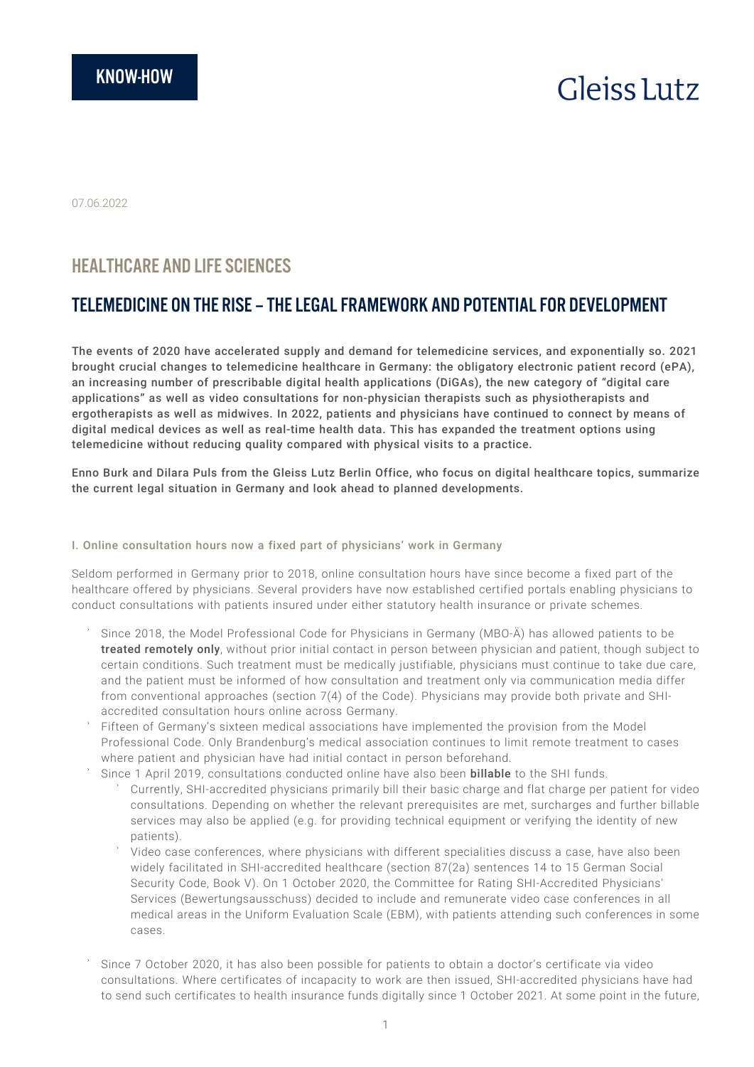KNOW-HOW

Gleiss Lutz

07.06.2022

## HEALTHCARE AND LIFE SCIENCES

# TELEMEDICINE ON THE RISE – THE LEGAL FRAMEWORK AND POTENTIAL FOR DEVELOPMENT

**The events of 2020 have accelerated supply and demand for telemedicine services, and exponentially so. 2021 brought crucial changes to telemedicine healthcare in Germany: the obligatory electronic patient record (ePA), an increasing number of prescribable digital health applications (DiGAs), the new category of "digital care applications" as well as video consultations for non-physician therapists such as physiotherapists and ergotherapists as well as midwives. In 2022, patients and physicians have continued to connect by means of digital medical devices as well as real-time health data. This has expanded the treatment options using telemedicine without reducing quality compared with physical visits to a practice.**

**Enno Burk and Dilara Puls from the Gleiss Lutz Berlin Office, who focus on digital healthcare topics, summarize the current legal situation in Germany and look ahead to planned developments.**

### I. Online consultation hours now a fixed part of physicians' work in Germany

Seldom performed in Germany prior to 2018, online consultation hours have since become a fixed part of the healthcare offered by physicians. Several providers have now established certified portals enabling physicians to conduct consultations with patients insured under either statutory health insurance or private schemes.

- Since 2018, the Model Professional Code for Physicians in Germany (MBO-Ä) has allowed patients to be **treated remotely only**, without prior initial contact in person between physician and patient, though subject to certain conditions. Such treatment must be medically justifiable, physicians must continue to take due care, and the patient must be informed of how consultation and treatment only via communication media differ from conventional approaches (section 7(4) of the Code). Physicians may provide both private and SHI-accredited consultation hours online across Germany.
- Fifteen of Germany's sixteen medical associations have implemented the provision from the Model Professional Code. Only Brandenburg's medical association continues to limit remote treatment to cases where patient and physician have had initial contact in person beforehand.
- Since 1 April 2019, consultations conducted online have also been **billable** to the SHI funds.
  - Currently, SHI-accredited physicians primarily bill their basic charge and flat charge per patient for video consultations. Depending on whether the relevant prerequisites are met, surcharges and further billable services may also be applied (e.g. for providing technical equipment or verifying the identity of new patients).
  - Video case conferences, where physicians with different specialities discuss a case, have also been widely facilitated in SHI-accredited healthcare (section 87(2a) sentences 14 to 15 German Social Security Code, Book V). On 1 October 2020, the Committee for Rating SHI-Accredited Physicians' Services (Bewertungsausschuss) decided to include and remunerate video case conferences in all medical areas in the Uniform Evaluation Scale (EBM), with patients attending such conferences in some cases.
- Since 7 October 2020, it has also been possible for patients to obtain a doctor's certificate via video consultations. Where certificates of incapacity to work are then issued, SHI-accredited physicians have had to send such certificates to health insurance funds digitally since 1 October 2021. At some point in the future,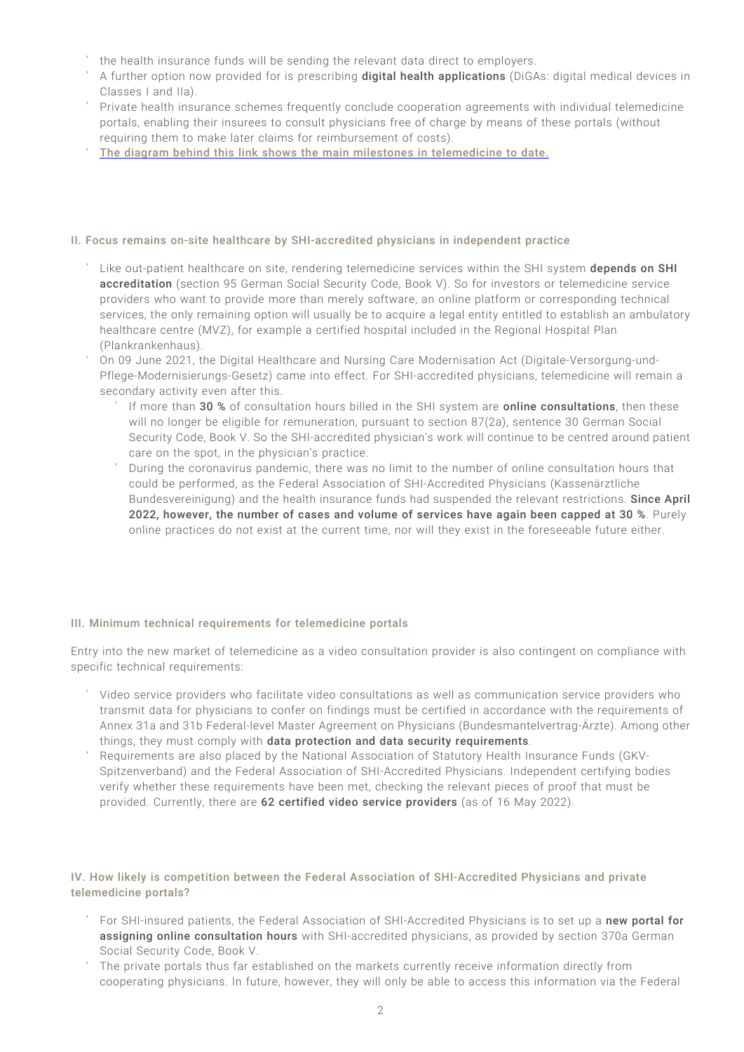- the health insurance funds will be sending the relevant data direct to employers.
- A further option now provided for is prescribing **digital health applications** (DiGAs: digital medical devices in Classes I and IIa).
- Private health insurance schemes frequently conclude cooperation agreements with individual telemedicine portals, enabling their insurees to consult physicians free of charge by means of these portals (without requiring them to make later claims for reimbursement of costs).
- **The diagram behind this link shows the main milestones in telemedicine to date.**

### II. Focus remains on-site healthcare by SHI-accredited physicians in independent practice

- Like out-patient healthcare on site, rendering telemedicine services within the SHI system **depends on SHI accreditation** (section 95 German Social Security Code, Book V). So for investors or telemedicine service providers who want to provide more than merely software, an online platform or corresponding technical services, the only remaining option will usually be to acquire a legal entity entitled to establish an ambulatory healthcare centre (MVZ), for example a certified hospital included in the Regional Hospital Plan (Plankrankenhaus).
- On 09 June 2021, the Digital Healthcare and Nursing Care Modernisation Act (Digitale-Versorgung-und-Pflege-Modernisierungs-Gesetz) came into effect. For SHI-accredited physicians, telemedicine will remain a secondary activity even after this.
  - If more than **30 %** of consultation hours billed in the SHI system are **online consultations**, then these will no longer be eligible for remuneration, pursuant to section 87(2a), sentence 30 German Social Security Code, Book V. So the SHI-accredited physician's work will continue to be centred around patient care on the spot, in the physician's practice.
  - During the coronavirus pandemic, there was no limit to the number of online consultation hours that could be performed, as the Federal Association of SHI-Accredited Physicians (Kassenärztliche Bundesvereinigung) and the health insurance funds had suspended the relevant restrictions. **Since April 2022, however, the number of cases and volume of services have again been capped at 30 %**. Purely online practices do not exist at the current time, nor will they exist in the foreseeable future either.

### III. Minimum technical requirements for telemedicine portals

Entry into the new market of telemedicine as a video consultation provider is also contingent on compliance with specific technical requirements:

- Video service providers who facilitate video consultations as well as communication service providers who transmit data for physicians to confer on findings must be certified in accordance with the requirements of Annex 31a and 31b Federal-level Master Agreement on Physicians (Bundesmantelvertrag-Ärzte). Among other things, they must comply with **data protection and data security requirements**.
- Requirements are also placed by the National Association of Statutory Health Insurance Funds (GKV-Spitzenverband) and the Federal Association of SHI-Accredited Physicians. Independent certifying bodies verify whether these requirements have been met, checking the relevant pieces of proof that must be provided. Currently, there are **62 certified video service providers** (as of 16 May 2022).

### IV. How likely is competition between the Federal Association of SHI-Accredited Physicians and private telemedicine portals?

- For SHI-insured patients, the Federal Association of SHI-Accredited Physicians is to set up a **new portal for assigning online consultation hours** with SHI-accredited physicians, as provided by section 370a German Social Security Code, Book V.
- The private portals thus far established on the markets currently receive information directly from cooperating physicians. In future, however, they will only be able to access this information via the Federal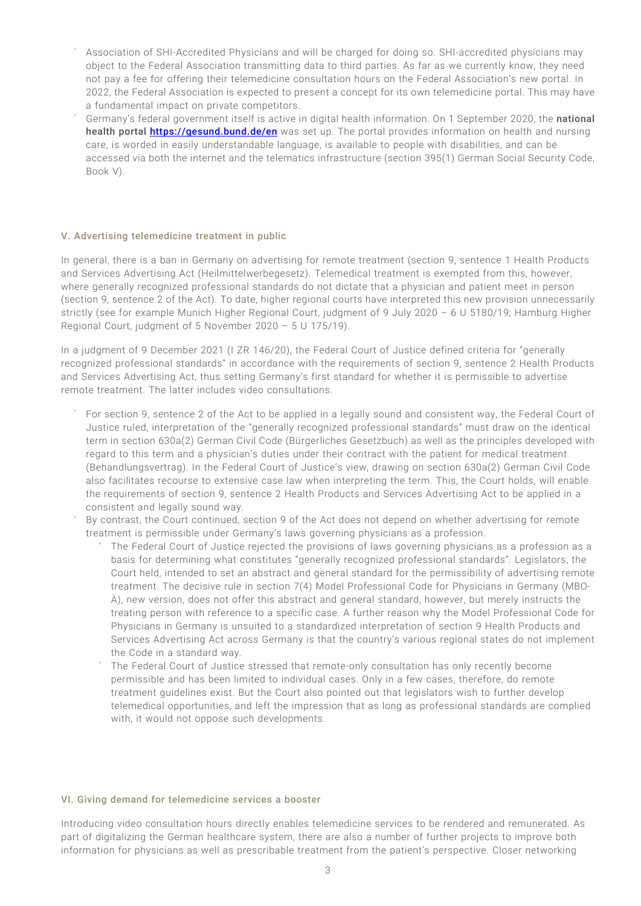- Association of SHI-Accredited Physicians and will be charged for doing so. SHI-accredited physicians may object to the Federal Association transmitting data to third parties. As far as we currently know, they need not pay a fee for offering their telemedicine consultation hours on the Federal Association's new portal. In 2022, the Federal Association is expected to present a concept for its own telemedicine portal. This may have a fundamental impact on private competitors.
- Germany's federal government itself is active in digital health information. On 1 September 2020, the **national health portal [https://gesund.bund.de/en](https://gesund.bund.de/en)** was set up. The portal provides information on health and nursing care, is worded in easily understandable language, is available to people with disabilities, and can be accessed via both the internet and the telematics infrastructure (section 395(1) German Social Security Code, Book V).

## V. Advertising telemedicine treatment in public

In general, there is a ban in Germany on advertising for remote treatment (section 9, sentence 1 Health Products and Services Advertising Act (Heilmittelwerbegesetz). Telemedical treatment is exempted from this, however, where generally recognized professional standards do not dictate that a physician and patient meet in person (section 9, sentence 2 of the Act). To date, higher regional courts have interpreted this new provision unnecessarily strictly (see for example Munich Higher Regional Court, judgment of 9 July 2020 – 6 U 5180/19; Hamburg Higher Regional Court, judgment of 5 November 2020 – 5 U 175/19).

In a judgment of 9 December 2021 (I ZR 146/20), the Federal Court of Justice defined criteria for "generally recognized professional standards" in accordance with the requirements of section 9, sentence 2 Health Products and Services Advertising Act, thus setting Germany's first standard for whether it is permissible to advertise remote treatment. The latter includes video consultations.

- For section 9, sentence 2 of the Act to be applied in a legally sound and consistent way, the Federal Court of Justice ruled, interpretation of the "generally recognized professional standards" must draw on the identical term in section 630a(2) German Civil Code (Bürgerliches Gesetzbuch) as well as the principles developed with regard to this term and a physician's duties under their contract with the patient for medical treatment (Behandlungsvertrag). In the Federal Court of Justice's view, drawing on section 630a(2) German Civil Code also facilitates recourse to extensive case law when interpreting the term. This, the Court holds, will enable the requirements of section 9, sentence 2 Health Products and Services Advertising Act to be applied in a consistent and legally sound way.
- By contrast, the Court continued, section 9 of the Act does not depend on whether advertising for remote treatment is permissible under Germany's laws governing physicians as a profession.
  - The Federal Court of Justice rejected the provisions of laws governing physicians as a profession as a basis for determining what constitutes "generally recognized professional standards". Legislators, the Court held, intended to set an abstract and general standard for the permissibility of advertising remote treatment. The decisive rule in section 7(4) Model Professional Code for Physicians in Germany (MBO-Ä), new version, does not offer this abstract and general standard, however, but merely instructs the treating person with reference to a specific case. A further reason why the Model Professional Code for Physicians in Germany is unsuited to a standardized interpretation of section 9 Health Products and Services Advertising Act across Germany is that the country's various regional states do not implement the Code in a standard way.
  - The Federal Court of Justice stressed that remote-only consultation has only recently become permissible and has been limited to individual cases. Only in a few cases, therefore, do remote treatment guidelines exist. But the Court also pointed out that legislators wish to further develop telemedical opportunities, and left the impression that as long as professional standards are complied with, it would not oppose such developments.

## VI. Giving demand for telemedicine services a booster

Introducing video consultation hours directly enables telemedicine services to be rendered and remunerated. As part of digitalizing the German healthcare system, there are also a number of further projects to improve both information for physicians as well as prescribable treatment from the patient's perspective. Closer networking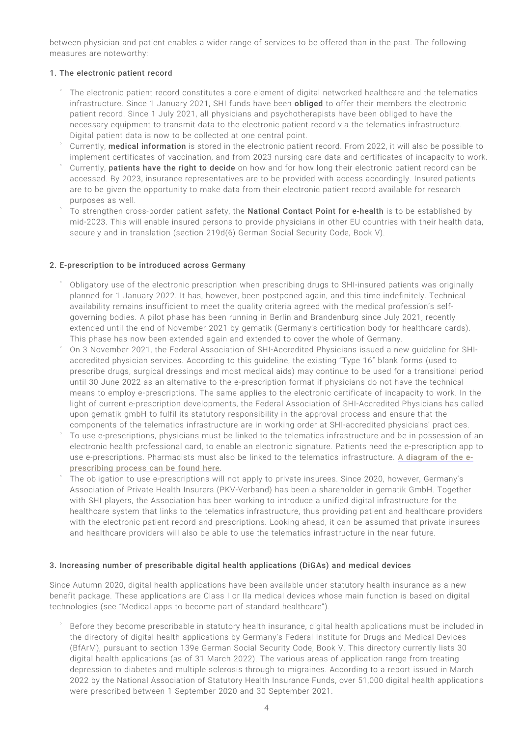between physician and patient enables a wider range of services to be offered than in the past. The following measures are noteworthy:

### 1. The electronic patient record

- The electronic patient record constitutes a core element of digital networked healthcare and the telematics infrastructure. Since 1 January 2021, SHI funds have been **obliged** to offer their members the electronic patient record. Since 1 July 2021, all physicians and psychotherapists have been obliged to have the necessary equipment to transmit data to the electronic patient record via the telematics infrastructure. Digital patient data is now to be collected at one central point.
- Currently, **medical information** is stored in the electronic patient record. From 2022, it will also be possible to implement certificates of vaccination, and from 2023 nursing care data and certificates of incapacity to work.
- Currently, **patients have the right to decide** on how and for how long their electronic patient record can be accessed. By 2023, insurance representatives are to be provided with access accordingly. Insured patients are to be given the opportunity to make data from their electronic patient record available for research purposes as well.
- To strengthen cross-border patient safety, the **National Contact Point for e-health** is to be established by mid-2023. This will enable insured persons to provide physicians in other EU countries with their health data, securely and in translation (section 219d(6) German Social Security Code, Book V).

### 2. E-prescription to be introduced across Germany

- Obligatory use of the electronic prescription when prescribing drugs to SHI-insured patients was originally planned for 1 January 2022. It has, however, been postponed again, and this time indefinitely. Technical availability remains insufficient to meet the quality criteria agreed with the medical profession's self-governing bodies. A pilot phase has been running in Berlin and Brandenburg since July 2021, recently extended until the end of November 2021 by gematik (Germany's certification body for healthcare cards). This phase has now been extended again and extended to cover the whole of Germany.
- On 3 November 2021, the Federal Association of SHI-Accredited Physicians issued a new guideline for SHI-accredited physician services. According to this guideline, the existing "Type 16" blank forms (used to prescribe drugs, surgical dressings and most medical aids) may continue to be used for a transitional period until 30 June 2022 as an alternative to the e-prescription format if physicians do not have the technical means to employ e-prescriptions. The same applies to the electronic certificate of incapacity to work. In the light of current e-prescription developments, the Federal Association of SHI-Accredited Physicians has called upon gematik gmbH to fulfil its statutory responsibility in the approval process and ensure that the components of the telematics infrastructure are in working order at SHI-accredited physicians' practices.
- To use e-prescriptions, physicians must be linked to the telematics infrastructure and be in possession of an electronic health professional card, to enable an electronic signature. Patients need the e-prescription app to use e-prescriptions. Pharmacists must also be linked to the telematics infrastructure. **A diagram of the e-prescribing process can be found here**.
- The obligation to use e-prescriptions will not apply to private insurees. Since 2020, however, Germany's Association of Private Health Insurers (PKV-Verband) has been a shareholder in gematik GmbH. Together with SHI players, the Association has been working to introduce a unified digital infrastructure for the healthcare system that links to the telematics infrastructure, thus providing patient and healthcare providers with the electronic patient record and prescriptions. Looking ahead, it can be assumed that private insurees and healthcare providers will also be able to use the telematics infrastructure in the near future.

### 3. Increasing number of prescribable digital health applications (DiGAs) and medical devices

Since Autumn 2020, digital health applications have been available under statutory health insurance as a new benefit package. These applications are Class I or IIa medical devices whose main function is based on digital technologies (see "Medical apps to become part of standard healthcare").

- Before they become prescribable in statutory health insurance, digital health applications must be included in the directory of digital health applications by Germany's Federal Institute for Drugs and Medical Devices (BfArM), pursuant to section 139e German Social Security Code, Book V. This directory currently lists 30 digital health applications (as of 31 March 2022). The various areas of application range from treating depression to diabetes and multiple sclerosis through to migraines. According to a report issued in March 2022 by the National Association of Statutory Health Insurance Funds, over 51,000 digital health applications were prescribed between 1 September 2020 and 30 September 2021.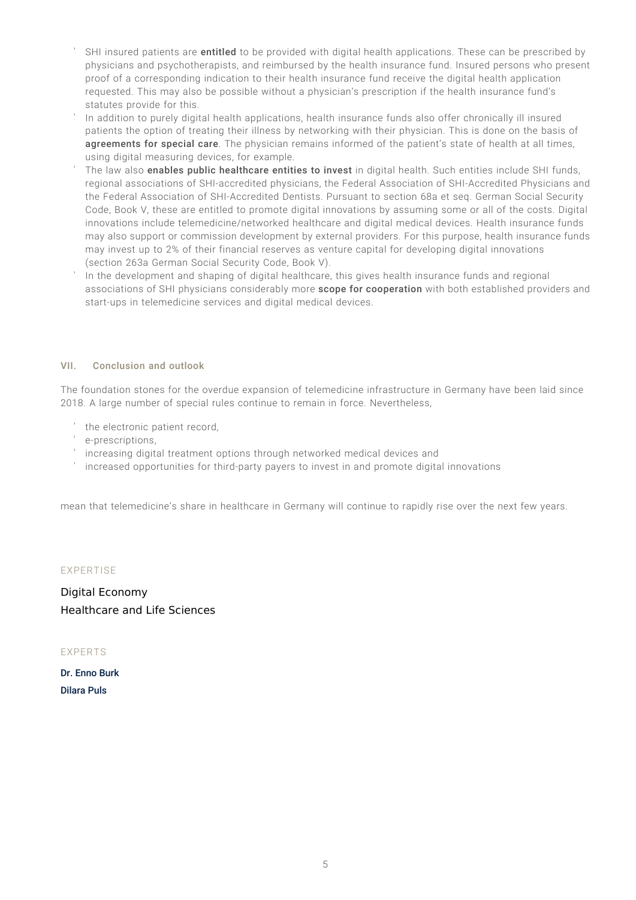- SHI insured patients are **entitled** to be provided with digital health applications. These can be prescribed by physicians and psychotherapists, and reimbursed by the health insurance fund. Insured persons who present proof of a corresponding indication to their health insurance fund receive the digital health application requested. This may also be possible without a physician's prescription if the health insurance fund's statutes provide for this.
- In addition to purely digital health applications, health insurance funds also offer chronically ill insured patients the option of treating their illness by networking with their physician. This is done on the basis of **agreements for special care**. The physician remains informed of the patient's state of health at all times, using digital measuring devices, for example.
- The law also **enables public healthcare entities to invest** in digital health. Such entities include SHI funds, regional associations of SHI-accredited physicians, the Federal Association of SHI-Accredited Physicians and the Federal Association of SHI-Accredited Dentists. Pursuant to section 68a et seq. German Social Security Code, Book V, these are entitled to promote digital innovations by assuming some or all of the costs. Digital innovations include telemedicine/networked healthcare and digital medical devices. Health insurance funds may also support or commission development by external providers. For this purpose, health insurance funds may invest up to 2% of their financial reserves as venture capital for developing digital innovations (section 263a German Social Security Code, Book V).
- In the development and shaping of digital healthcare, this gives health insurance funds and regional associations of SHI physicians considerably more **scope for cooperation** with both established providers and start-ups in telemedicine services and digital medical devices.

## VII. Conclusion and outlook

The foundation stones for the overdue expansion of telemedicine infrastructure in Germany have been laid since 2018. A large number of special rules continue to remain in force. Nevertheless,

- the electronic patient record,
- e-prescriptions,
- increasing digital treatment options through networked medical devices and
- increased opportunities for third-party payers to invest in and promote digital innovations

mean that telemedicine's share in healthcare in Germany will continue to rapidly rise over the next few years.

EXPERTISE

Digital Economy
Healthcare and Life Sciences

EXPERTS

**Dr. Enno Burk**
**Dilara Puls**